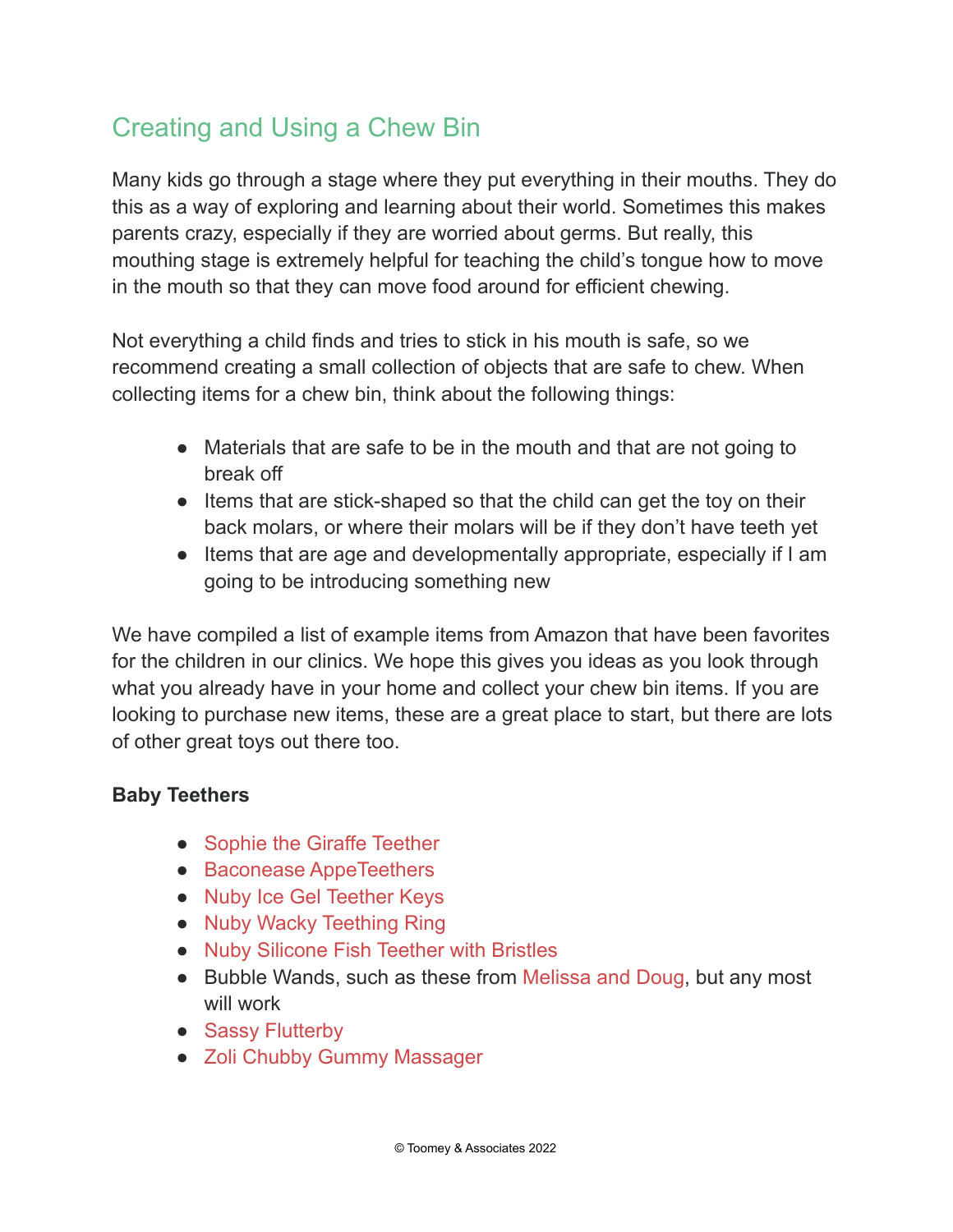# Creating and Using a Chew Bin

Many kids go through a stage where they put everything in their mouths. They do this as a way of exploring and learning about their world. Sometimes this makes parents crazy, especially if they are worried about germs. But really, this mouthing stage is extremely helpful for teaching the child's tongue how to move in the mouth so that they can move food around for efficient chewing.

Not everything a child finds and tries to stick in his mouth is safe, so we recommend creating a small collection of objects that are safe to chew. When collecting items for a chew bin, think about the following things:

- Materials that are safe to be in the mouth and that are not going to break off
- Items that are stick-shaped so that the child can get the toy on their back molars, or where their molars will be if they don't have teeth yet
- Items that are age and developmentally appropriate, especially if I am going to be introducing something new

We have compiled a list of example items from Amazon that have been favorites for the children in our clinics. We hope this gives you ideas as you look through what you already have in your home and collect your chew bin items. If you are looking to purchase new items, these are a great place to start, but there are lots of other great toys out there too.

**Baby Teethers**

- Sophie the Giraffe Teether
- Baconease AppeTeethers
- Nuby Ice Gel Teether Keys
- Nuby Wacky Teething Ring
- Nuby Silicone Fish Teether with Bristles
- Bubble Wands, such as these from Melissa and Doug, but any most will work
- Sassy Flutterby
- Zoli Chubby Gummy Massager

© Toomey & Associates 2022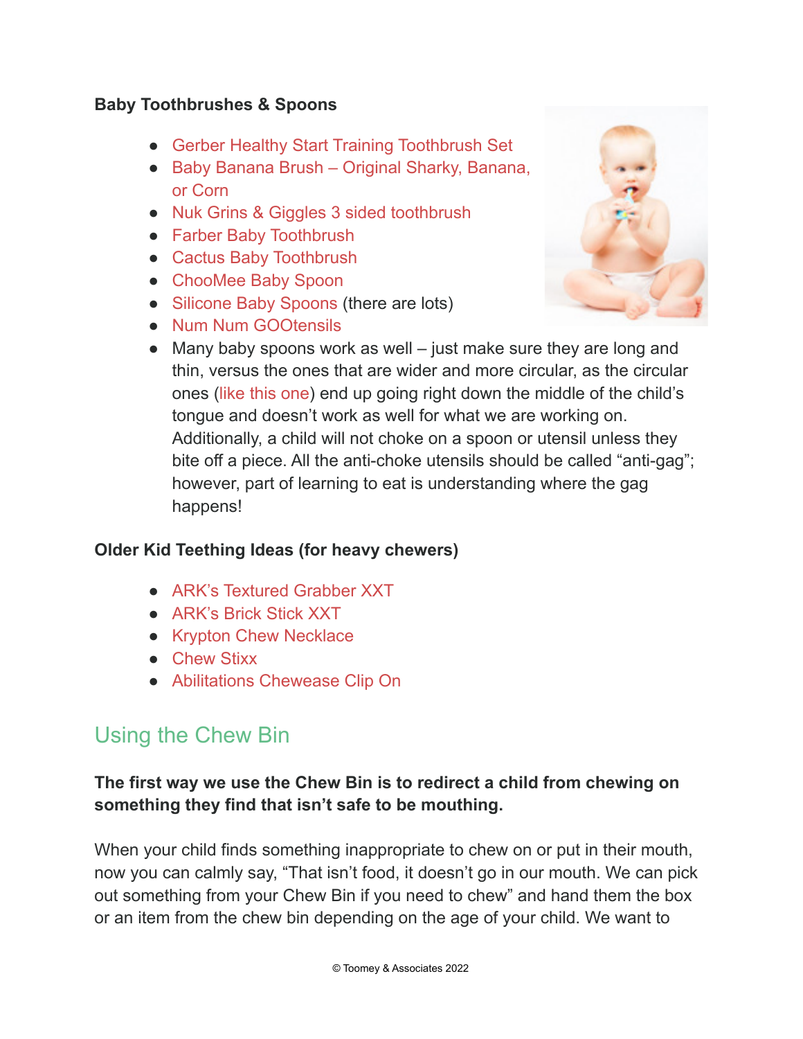**Baby Toothbrushes & Spoons**

- Gerber Healthy Start Training Toothbrush Set
- Baby Banana Brush – Original Sharky, Banana, or Corn
- Nuk Grins & Giggles 3 sided toothbrush
- Farber Baby Toothbrush
- Cactus Baby Toothbrush
- ChooMee Baby Spoon
- Silicone Baby Spoons (there are lots)
- Num Num GOOtensils
- Many baby spoons work as well – just make sure they are long and thin, versus the ones that are wider and more circular, as the circular ones (like this one) end up going right down the middle of the child's tongue and doesn't work as well for what we are working on. Additionally, a child will not choke on a spoon or utensil unless they bite off a piece. All the anti-choke utensils should be called "anti-gag"; however, part of learning to eat is understanding where the gag happens!

**Older Kid Teething Ideas (for heavy chewers)**

- ARK's Textured Grabber XXT
- ARK's Brick Stick XXT
- Krypton Chew Necklace
- Chew Stixx
- Abilitations Chewease Clip On

## Using the Chew Bin

**The first way we use the Chew Bin is to redirect a child from chewing on something they find that isn't safe to be mouthing.**

When your child finds something inappropriate to chew on or put in their mouth, now you can calmly say, "That isn't food, it doesn't go in our mouth. We can pick out something from your Chew Bin if you need to chew" and hand them the box or an item from the chew bin depending on the age of your child. We want to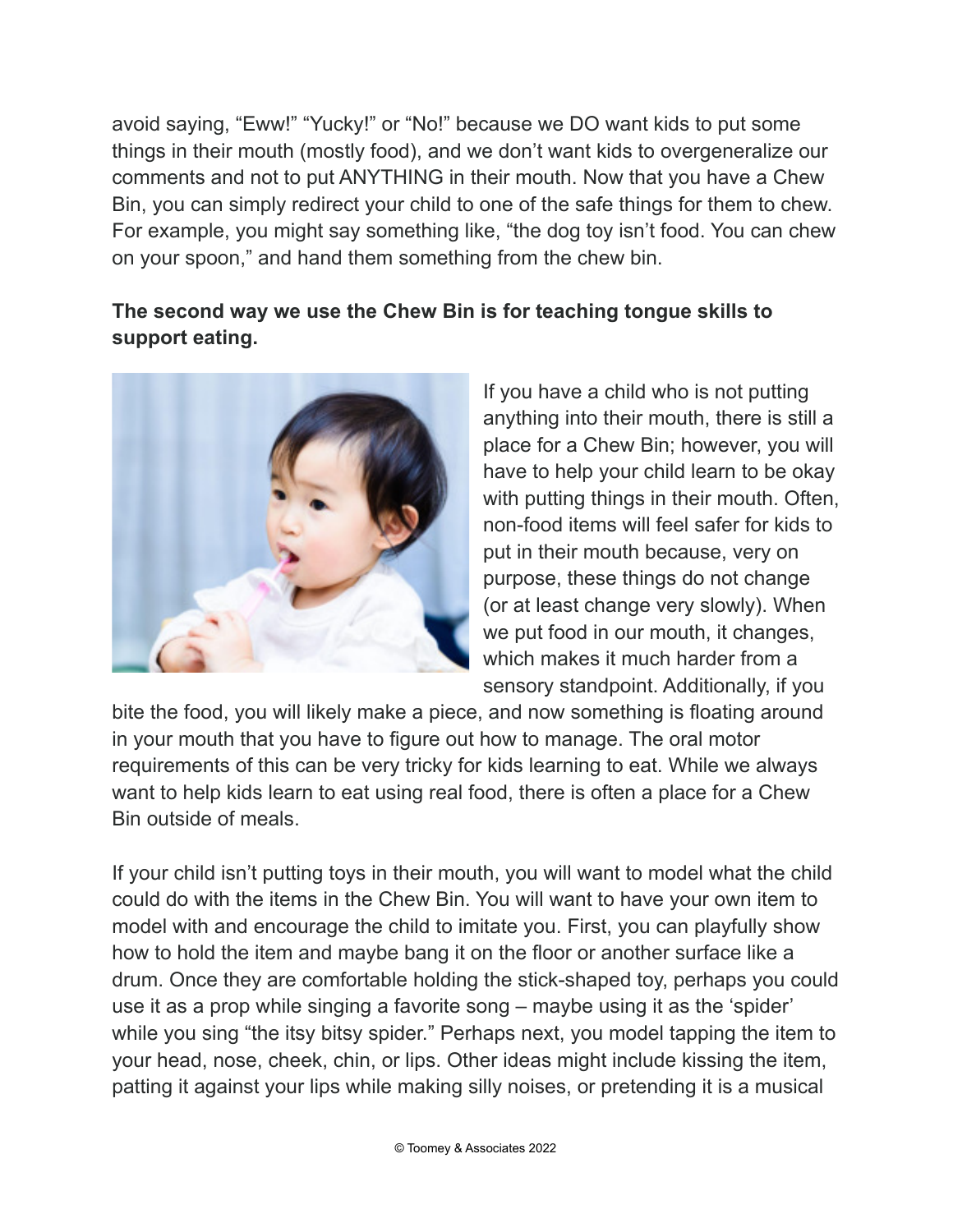avoid saying, "Eww!" "Yucky!" or "No!" because we DO want kids to put some things in their mouth (mostly food), and we don't want kids to overgeneralize our comments and not to put ANYTHING in their mouth. Now that you have a Chew Bin, you can simply redirect your child to one of the safe things for them to chew. For example, you might say something like, "the dog toy isn't food. You can chew on your spoon," and hand them something from the chew bin.

**The second way we use the Chew Bin is for teaching tongue skills to support eating.**

If you have a child who is not putting anything into their mouth, there is still a place for a Chew Bin; however, you will have to help your child learn to be okay with putting things in their mouth. Often, non-food items will feel safer for kids to put in their mouth because, very on purpose, these things do not change (or at least change very slowly). When we put food in our mouth, it changes, which makes it much harder from a sensory standpoint. Additionally, if you bite the food, you will likely make a piece, and now something is floating around in your mouth that you have to figure out how to manage. The oral motor requirements of this can be very tricky for kids learning to eat. While we always want to help kids learn to eat using real food, there is often a place for a Chew Bin outside of meals.

If your child isn't putting toys in their mouth, you will want to model what the child could do with the items in the Chew Bin. You will want to have your own item to model with and encourage the child to imitate you. First, you can playfully show how to hold the item and maybe bang it on the floor or another surface like a drum. Once they are comfortable holding the stick-shaped toy, perhaps you could use it as a prop while singing a favorite song – maybe using it as the 'spider' while you sing "the itsy bitsy spider." Perhaps next, you model tapping the item to your head, nose, cheek, chin, or lips. Other ideas might include kissing the item, patting it against your lips while making silly noises, or pretending it is a musical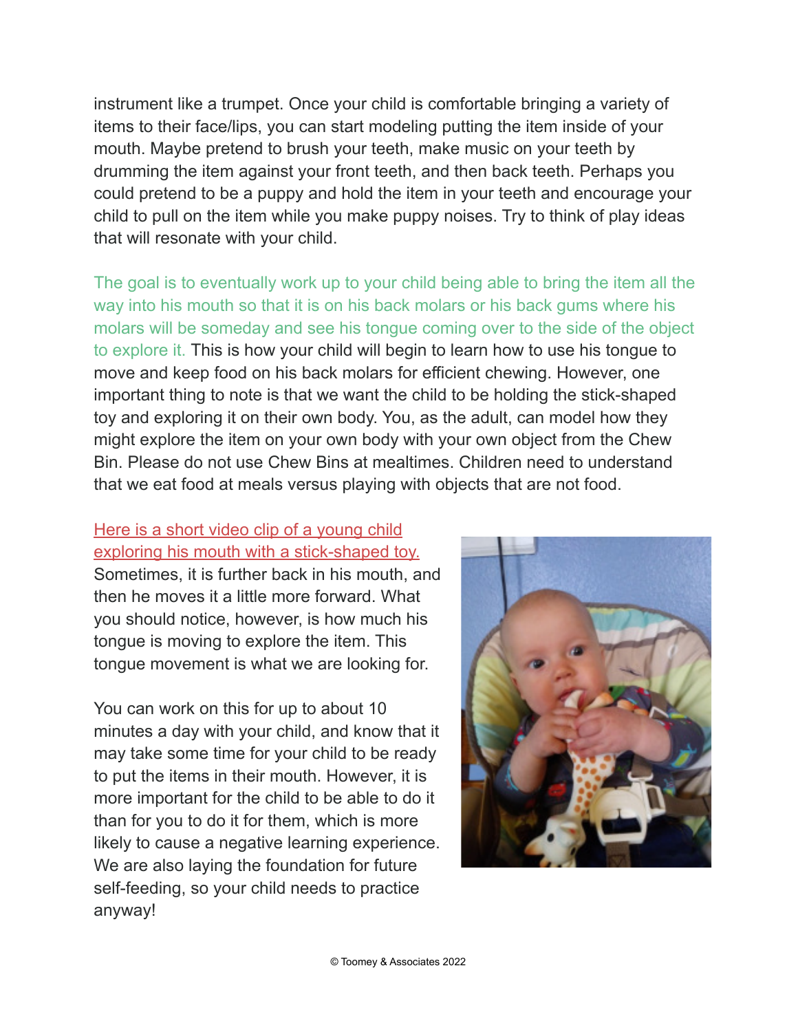instrument like a trumpet. Once your child is comfortable bringing a variety of items to their face/lips, you can start modeling putting the item inside of your mouth. Maybe pretend to brush your teeth, make music on your teeth by drumming the item against your front teeth, and then back teeth. Perhaps you could pretend to be a puppy and hold the item in your teeth and encourage your child to pull on the item while you make puppy noises. Try to think of play ideas that will resonate with your child.

The goal is to eventually work up to your child being able to bring the item all the way into his mouth so that it is on his back molars or his back gums where his molars will be someday and see his tongue coming over to the side of the object to explore it. This is how your child will begin to learn how to use his tongue to move and keep food on his back molars for efficient chewing. However, one important thing to note is that we want the child to be holding the stick-shaped toy and exploring it on their own body. You, as the adult, can model how they might explore the item on your own body with your own object from the Chew Bin. Please do not use Chew Bins at mealtimes. Children need to understand that we eat food at meals versus playing with objects that are not food.

Here is a short video clip of a young child exploring his mouth with a stick-shaped toy. Sometimes, it is further back in his mouth, and then he moves it a little more forward. What you should notice, however, is how much his tongue is moving to explore the item. This tongue movement is what we are looking for.

You can work on this for up to about 10 minutes a day with your child, and know that it may take some time for your child to be ready to put the items in their mouth. However, it is more important for the child to be able to do it than for you to do it for them, which is more likely to cause a negative learning experience. We are also laying the foundation for future self-feeding, so your child needs to practice anyway!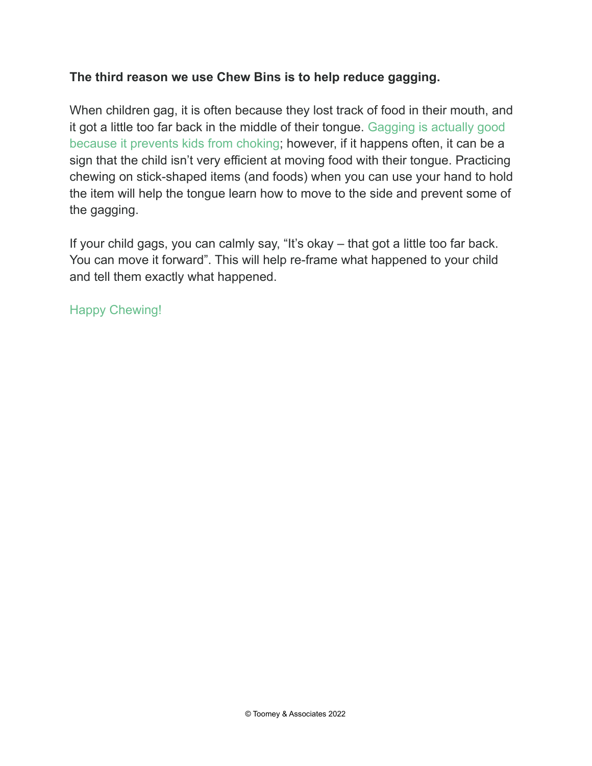**The third reason we use Chew Bins is to help reduce gagging.**

When children gag, it is often because they lost track of food in their mouth, and it got a little too far back in the middle of their tongue. Gagging is actually good because it prevents kids from choking; however, if it happens often, it can be a sign that the child isn't very efficient at moving food with their tongue. Practicing chewing on stick-shaped items (and foods) when you can use your hand to hold the item will help the tongue learn how to move to the side and prevent some of the gagging.

If your child gags, you can calmly say, "It's okay – that got a little too far back. You can move it forward". This will help re-frame what happened to your child and tell them exactly what happened.

Happy Chewing!

© Toomey & Associates 2022